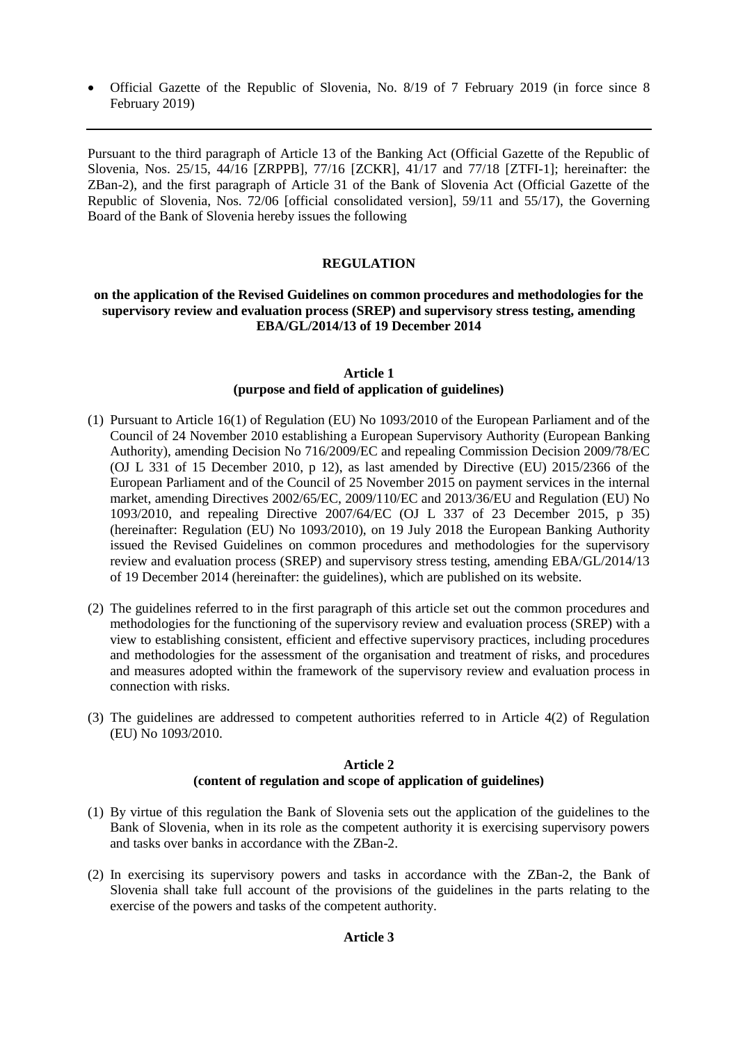- Official Gazette of the Republic of Slovenia, No. 8/19 of 7 February 2019 (in force since 8 February 2019)

---

Pursuant to the third paragraph of Article 13 of the Banking Act (Official Gazette of the Republic of Slovenia, Nos. 25/15, 44/16 [ZRPPB], 77/16 [ZCKR], 41/17 and 77/18 [ZTFI-1]; hereinafter: the ZBan-2), and the first paragraph of Article 31 of the Bank of Slovenia Act (Official Gazette of the Republic of Slovenia, Nos. 72/06 [official consolidated version], 59/11 and 55/17), the Governing Board of the Bank of Slovenia hereby issues the following

# REGULATION

## on the application of the Revised Guidelines on common procedures and methodologies for the supervisory review and evaluation process (SREP) and supervisory stress testing, amending EBA/GL/2014/13 of 19 December 2014

### Article 1
### (purpose and field of application of guidelines)

(1) Pursuant to Article 16(1) of Regulation (EU) No 1093/2010 of the European Parliament and of the Council of 24 November 2010 establishing a European Supervisory Authority (European Banking Authority), amending Decision No 716/2009/EC and repealing Commission Decision 2009/78/EC (OJ L 331 of 15 December 2010, p 12), as last amended by Directive (EU) 2015/2366 of the European Parliament and of the Council of 25 November 2015 on payment services in the internal market, amending Directives 2002/65/EC, 2009/110/EC and 2013/36/EU and Regulation (EU) No 1093/2010, and repealing Directive 2007/64/EC (OJ L 337 of 23 December 2015, p 35) (hereinafter: Regulation (EU) No 1093/2010), on 19 July 2018 the European Banking Authority issued the Revised Guidelines on common procedures and methodologies for the supervisory review and evaluation process (SREP) and supervisory stress testing, amending EBA/GL/2014/13 of 19 December 2014 (hereinafter: the guidelines), which are published on its website.

(2) The guidelines referred to in the first paragraph of this article set out the common procedures and methodologies for the functioning of the supervisory review and evaluation process (SREP) with a view to establishing consistent, efficient and effective supervisory practices, including procedures and methodologies for the assessment of the organisation and treatment of risks, and procedures and measures adopted within the framework of the supervisory review and evaluation process in connection with risks.

(3) The guidelines are addressed to competent authorities referred to in Article 4(2) of Regulation (EU) No 1093/2010.

### Article 2
### (content of regulation and scope of application of guidelines)

(1) By virtue of this regulation the Bank of Slovenia sets out the application of the guidelines to the Bank of Slovenia, when in its role as the competent authority it is exercising supervisory powers and tasks over banks in accordance with the ZBan-2.

(2) In exercising its supervisory powers and tasks in accordance with the ZBan-2, the Bank of Slovenia shall take full account of the provisions of the guidelines in the parts relating to the exercise of the powers and tasks of the competent authority.

### Article 3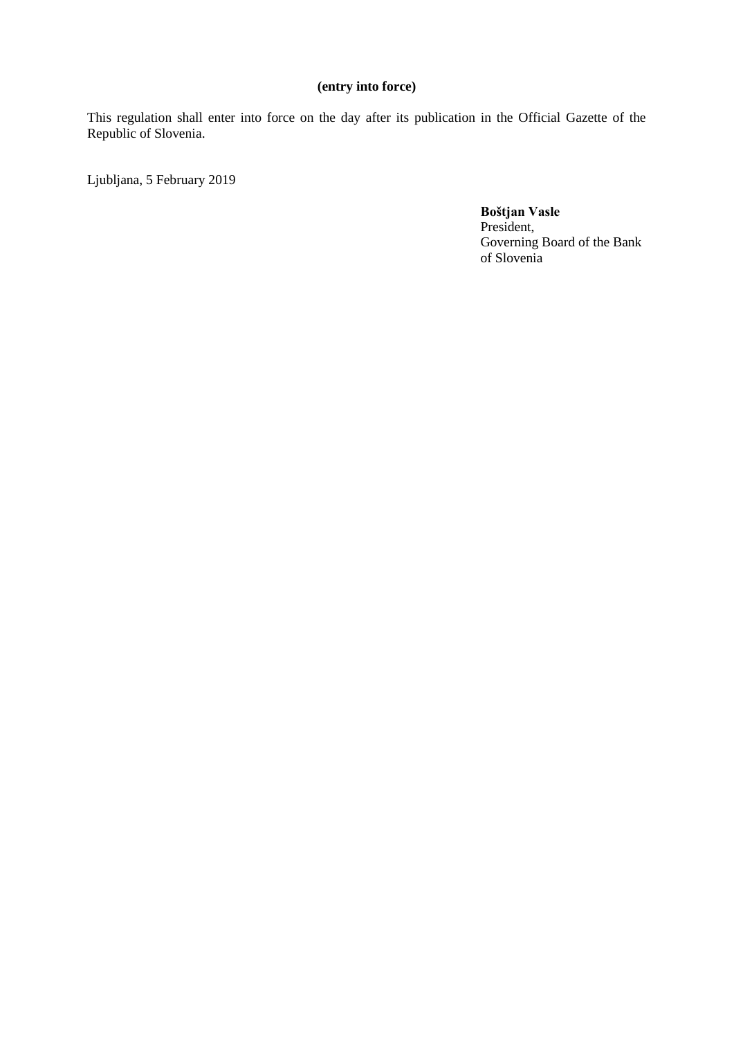**(entry into force)**

This regulation shall enter into force on the day after its publication in the Official Gazette of the Republic of Slovenia.

Ljubljana, 5 February 2019

**Boštjan Vasle**
President,
Governing Board of the Bank of Slovenia